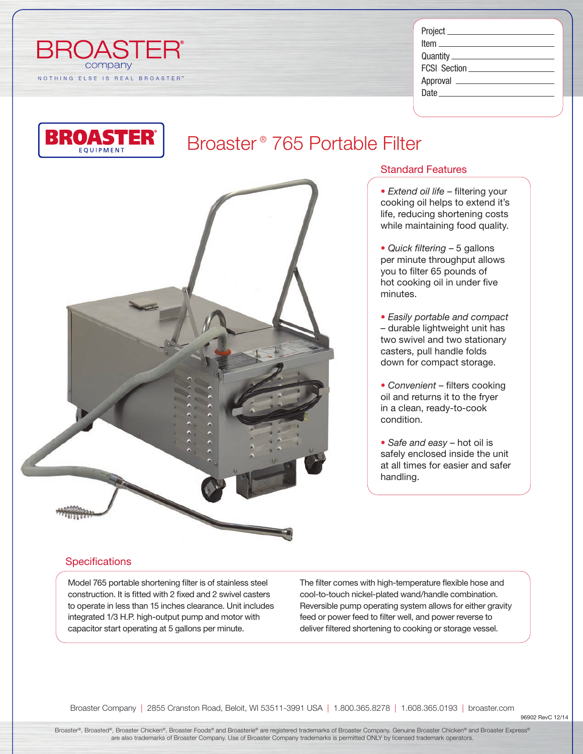BROASTER® company

NOTHING ELSE IS REAL BROASTER™

Project ______________________
Item ______________________
Quantity ______________________
FCSI Section ______________________
Approval ______________________
Date ______________________

BROASTER® EQUIPMENT

# Broaster® 765 Portable Filter

## Standard Features

- *Extend oil life* – filtering your cooking oil helps to extend it's life, reducing shortening costs while maintaining food quality.
- *Quick filtering* – 5 gallons per minute throughput allows you to filter 65 pounds of hot cooking oil in under five minutes.
- *Easily portable and compact* – durable lightweight unit has two swivel and two stationary casters, pull handle folds down for compact storage.
- *Convenient* – filters cooking oil and returns it to the fryer in a clean, ready-to-cook condition.
- *Safe and easy* – hot oil is safely enclosed inside the unit at all times for easier and safer handling.

## Specifications

Model 765 portable shortening filter is of stainless steel construction. It is fitted with 2 fixed and 2 swivel casters to operate in less than 15 inches clearance. Unit includes integrated 1/3 H.P. high-output pump and motor with capacitor start operating at 5 gallons per minute.

The filter comes with high-temperature flexible hose and cool-to-touch nickel-plated wand/handle combination. Reversible pump operating system allows for either gravity feed or power feed to filter well, and power reverse to deliver filtered shortening to cooking or storage vessel.

Broaster Company | 2855 Cranston Road, Beloit, WI 53511-3991 USA | 1.800.365.8278 | 1.608.365.0193 | broaster.com

96902 RevC 12/14

Broaster®, Broasted®, Broaster Chicken®, Broaster Foods® and Broasterie® are registered trademarks of Broaster Company. Genuine Broaster Chicken® and Broaster Express® are also trademarks of Broaster Company. Use of Broaster Company trademarks is permitted ONLY by licensed trademark operators.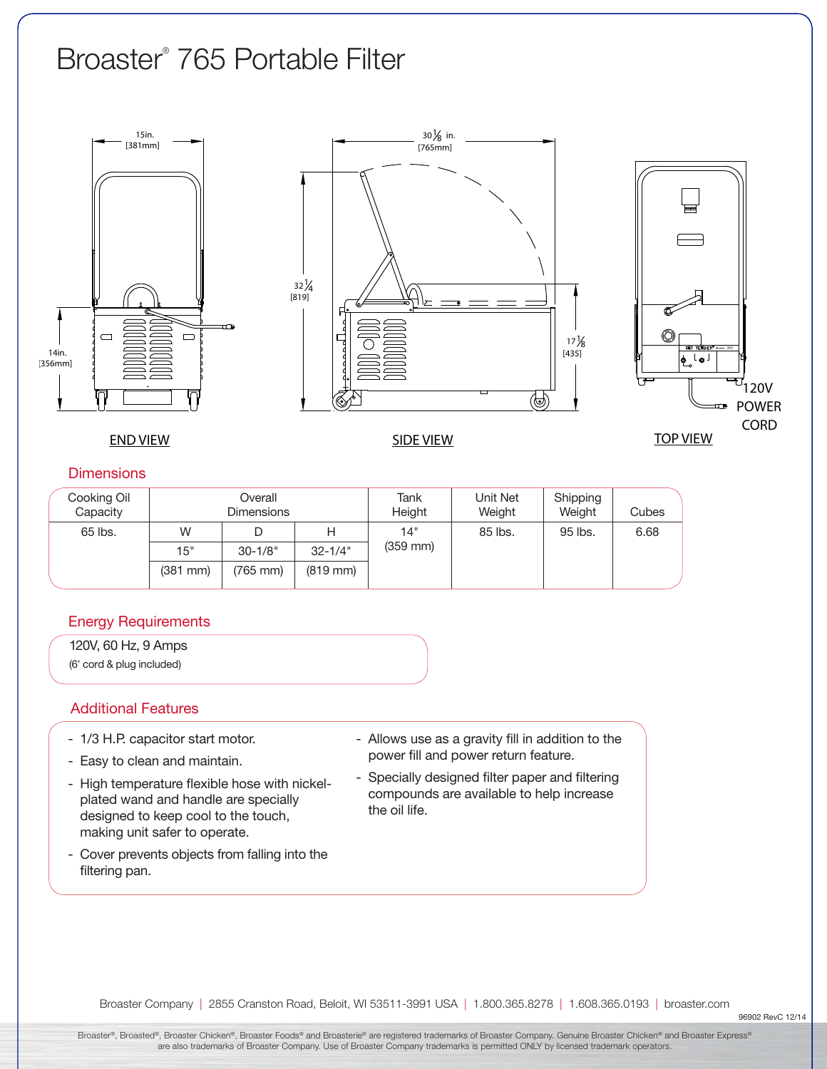# Broaster® 765 Portable Filter

15in.
[381mm]

14in.
[356mm]

30 1/8 in.
[765mm]

32 1/4
[819]

17 1/8
[435]

120V
POWER
CORD

END VIEW

SIDE VIEW

TOP VIEW

## Dimensions

| Cooking Oil Capacity | Overall Dimensions | | | Tank Height | Unit Net Weight | Shipping Weight | Cubes |
|---|---|---|---|---|---|---|---|
| 65 lbs. | W | D | H | 14" (359 mm) | 85 lbs. | 95 lbs. | 6.68 |
| | 15" | 30-1/8" | 32-1/4" | | | | |
| | (381 mm) | (765 mm) | (819 mm) | | | | |

## Energy Requirements

120V, 60 Hz, 9 Amps

(6' cord & plug included)

## Additional Features

- 1/3 H.P. capacitor start motor.
- Easy to clean and maintain.
- High temperature flexible hose with nickel-plated wand and handle are specially designed to keep cool to the touch, making unit safer to operate.
- Cover prevents objects from falling into the filtering pan.
- Allows use as a gravity fill in addition to the power fill and power return feature.
- Specially designed filter paper and filtering compounds are available to help increase the oil life.

Broaster Company | 2855 Cranston Road, Beloit, WI 53511-3991 USA | 1.800.365.8278 | 1.608.365.0193 | broaster.com

96902 RevC 12/14

Broaster®, Broasted®, Broaster Chicken®, Broaster Foods® and Broasterie® are registered trademarks of Broaster Company. Genuine Broaster Chicken® and Broaster Express® are also trademarks of Broaster Company. Use of Broaster Company trademarks is permitted ONLY by licensed trademark operators.